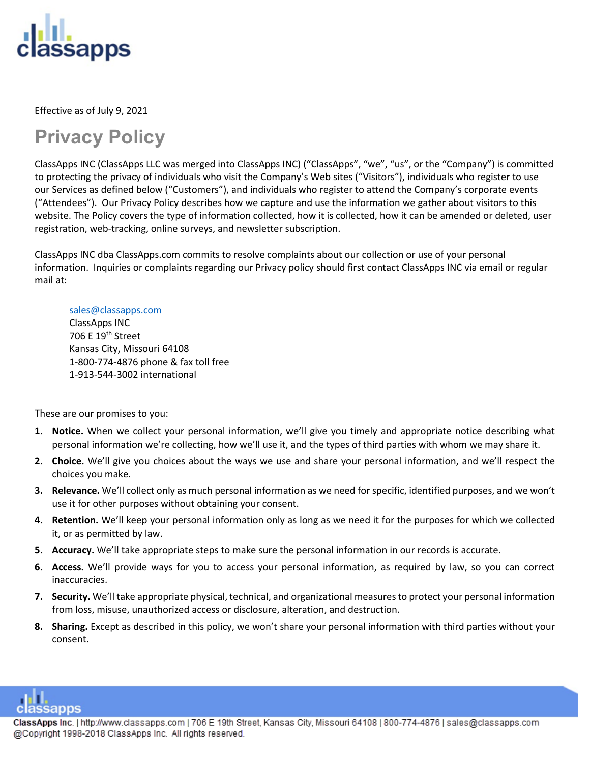Effective as of July 9, 2021

# Privacy Policy

ClassApps INC (ClassApps LLC was merged into ClassApps INC) ("ClassApps", "we", "us", or the "Company") is committed to protecting the privacy of individuals who visit the Company's Web sites ("Visitors"), individuals who register to use our Services as defined below ("Customers"), and individuals who register to attend the Company's corporate events ("Attendees"). Our Privacy Policy describes how we capture and use the information we gather about visitors to this website. The Policy covers the type of information collected, how it is collected, how it can be amended or deleted, user registration, web-tracking, online surveys, and newsletter subscription.

ClassApps INC dba ClassApps.com commits to resolve complaints about our collection or use of your personal information. Inquiries or complaints regarding our Privacy policy should first contact ClassApps INC via email or regular mail at:

> sales@classapps.com
> ClassApps INC
> 706 E 19th Street
> Kansas City, Missouri 64108
> 1-800-774-4876 phone & fax toll free
> 1-913-544-3002 international

These are our promises to you:

1. **Notice.** When we collect your personal information, we'll give you timely and appropriate notice describing what personal information we're collecting, how we'll use it, and the types of third parties with whom we may share it.
2. **Choice.** We'll give you choices about the ways we use and share your personal information, and we'll respect the choices you make.
3. **Relevance.** We'll collect only as much personal information as we need for specific, identified purposes, and we won't use it for other purposes without obtaining your consent.
4. **Retention.** We'll keep your personal information only as long as we need it for the purposes for which we collected it, or as permitted by law.
5. **Accuracy.** We'll take appropriate steps to make sure the personal information in our records is accurate.
6. **Access.** We'll provide ways for you to access your personal information, as required by law, so you can correct inaccuracies.
7. **Security.** We'll take appropriate physical, technical, and organizational measures to protect your personal information from loss, misuse, unauthorized access or disclosure, alteration, and destruction.
8. **Sharing.** Except as described in this policy, we won't share your personal information with third parties without your consent.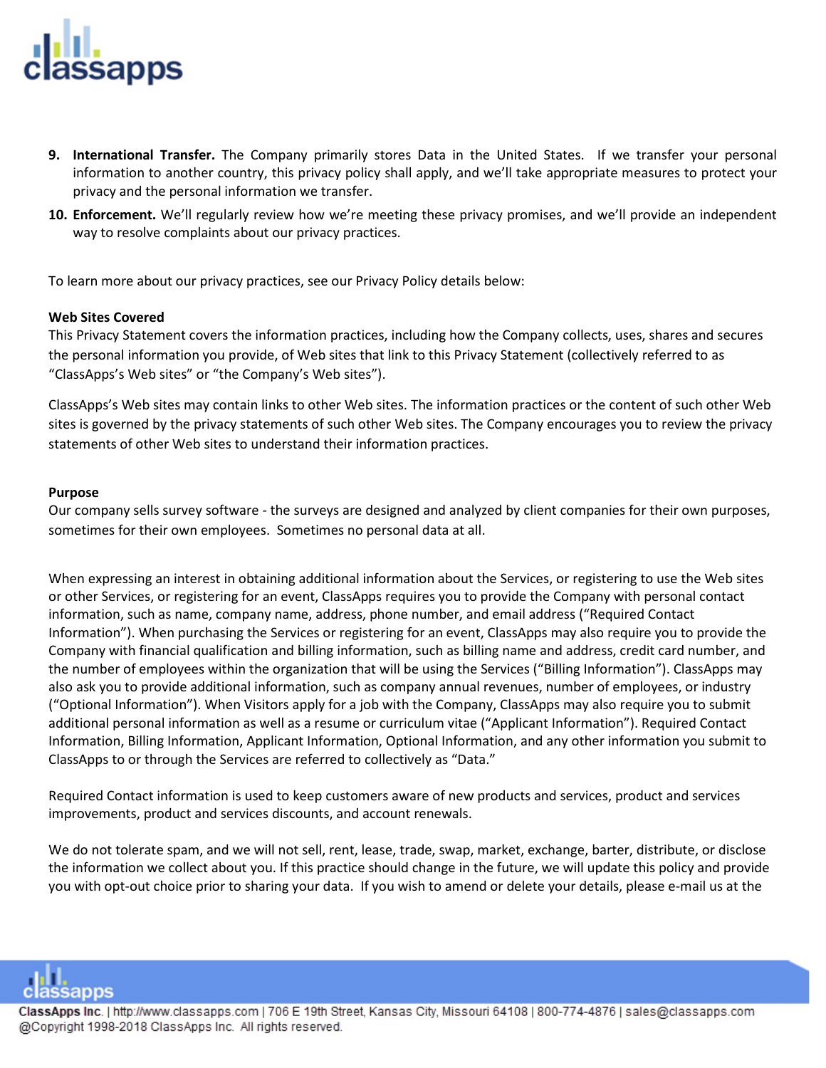9. **International Transfer.** The Company primarily stores Data in the United States. If we transfer your personal information to another country, this privacy policy shall apply, and we'll take appropriate measures to protect your privacy and the personal information we transfer.
10. **Enforcement.** We'll regularly review how we're meeting these privacy promises, and we'll provide an independent way to resolve complaints about our privacy practices.

To learn more about our privacy practices, see our Privacy Policy details below:

**Web Sites Covered**

This Privacy Statement covers the information practices, including how the Company collects, uses, shares and secures the personal information you provide, of Web sites that link to this Privacy Statement (collectively referred to as "ClassApps's Web sites" or "the Company's Web sites").

ClassApps's Web sites may contain links to other Web sites. The information practices or the content of such other Web sites is governed by the privacy statements of such other Web sites. The Company encourages you to review the privacy statements of other Web sites to understand their information practices.

**Purpose**

Our company sells survey software - the surveys are designed and analyzed by client companies for their own purposes, sometimes for their own employees. Sometimes no personal data at all.

When expressing an interest in obtaining additional information about the Services, or registering to use the Web sites or other Services, or registering for an event, ClassApps requires you to provide the Company with personal contact information, such as name, company name, address, phone number, and email address ("Required Contact Information"). When purchasing the Services or registering for an event, ClassApps may also require you to provide the Company with financial qualification and billing information, such as billing name and address, credit card number, and the number of employees within the organization that will be using the Services ("Billing Information"). ClassApps may also ask you to provide additional information, such as company annual revenues, number of employees, or industry ("Optional Information"). When Visitors apply for a job with the Company, ClassApps may also require you to submit additional personal information as well as a resume or curriculum vitae ("Applicant Information"). Required Contact Information, Billing Information, Applicant Information, Optional Information, and any other information you submit to ClassApps to or through the Services are referred to collectively as "Data."

Required Contact information is used to keep customers aware of new products and services, product and services improvements, product and services discounts, and account renewals.

We do not tolerate spam, and we will not sell, rent, lease, trade, swap, market, exchange, barter, distribute, or disclose the information we collect about you. If this practice should change in the future, we will update this policy and provide you with opt-out choice prior to sharing your data. If you wish to amend or delete your details, please e-mail us at the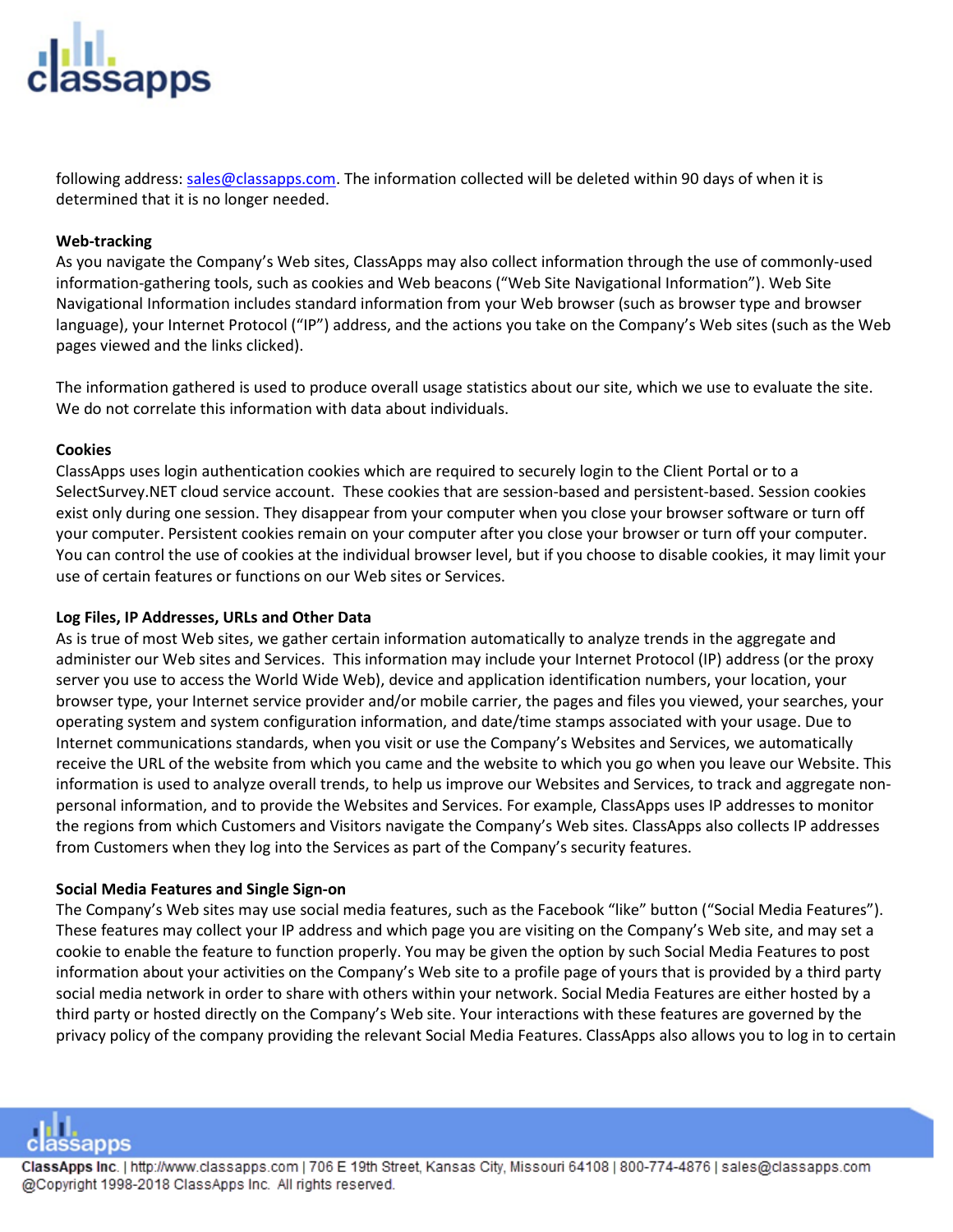following address: sales@classapps.com. The information collected will be deleted within 90 days of when it is determined that it is no longer needed.

**Web-tracking**

As you navigate the Company's Web sites, ClassApps may also collect information through the use of commonly-used information-gathering tools, such as cookies and Web beacons ("Web Site Navigational Information"). Web Site Navigational Information includes standard information from your Web browser (such as browser type and browser language), your Internet Protocol ("IP") address, and the actions you take on the Company's Web sites (such as the Web pages viewed and the links clicked).

The information gathered is used to produce overall usage statistics about our site, which we use to evaluate the site. We do not correlate this information with data about individuals.

**Cookies**

ClassApps uses login authentication cookies which are required to securely login to the Client Portal or to a SelectSurvey.NET cloud service account. These cookies that are session-based and persistent-based. Session cookies exist only during one session. They disappear from your computer when you close your browser software or turn off your computer. Persistent cookies remain on your computer after you close your browser or turn off your computer. You can control the use of cookies at the individual browser level, but if you choose to disable cookies, it may limit your use of certain features or functions on our Web sites or Services.

**Log Files, IP Addresses, URLs and Other Data**

As is true of most Web sites, we gather certain information automatically to analyze trends in the aggregate and administer our Web sites and Services. This information may include your Internet Protocol (IP) address (or the proxy server you use to access the World Wide Web), device and application identification numbers, your location, your browser type, your Internet service provider and/or mobile carrier, the pages and files you viewed, your searches, your operating system and system configuration information, and date/time stamps associated with your usage. Due to Internet communications standards, when you visit or use the Company's Websites and Services, we automatically receive the URL of the website from which you came and the website to which you go when you leave our Website. This information is used to analyze overall trends, to help us improve our Websites and Services, to track and aggregate non-personal information, and to provide the Websites and Services. For example, ClassApps uses IP addresses to monitor the regions from which Customers and Visitors navigate the Company's Web sites. ClassApps also collects IP addresses from Customers when they log into the Services as part of the Company's security features.

**Social Media Features and Single Sign-on**

The Company's Web sites may use social media features, such as the Facebook "like" button ("Social Media Features"). These features may collect your IP address and which page you are visiting on the Company's Web site, and may set a cookie to enable the feature to function properly. You may be given the option by such Social Media Features to post information about your activities on the Company's Web site to a profile page of yours that is provided by a third party social media network in order to share with others within your network. Social Media Features are either hosted by a third party or hosted directly on the Company's Web site. Your interactions with these features are governed by the privacy policy of the company providing the relevant Social Media Features. ClassApps also allows you to log in to certain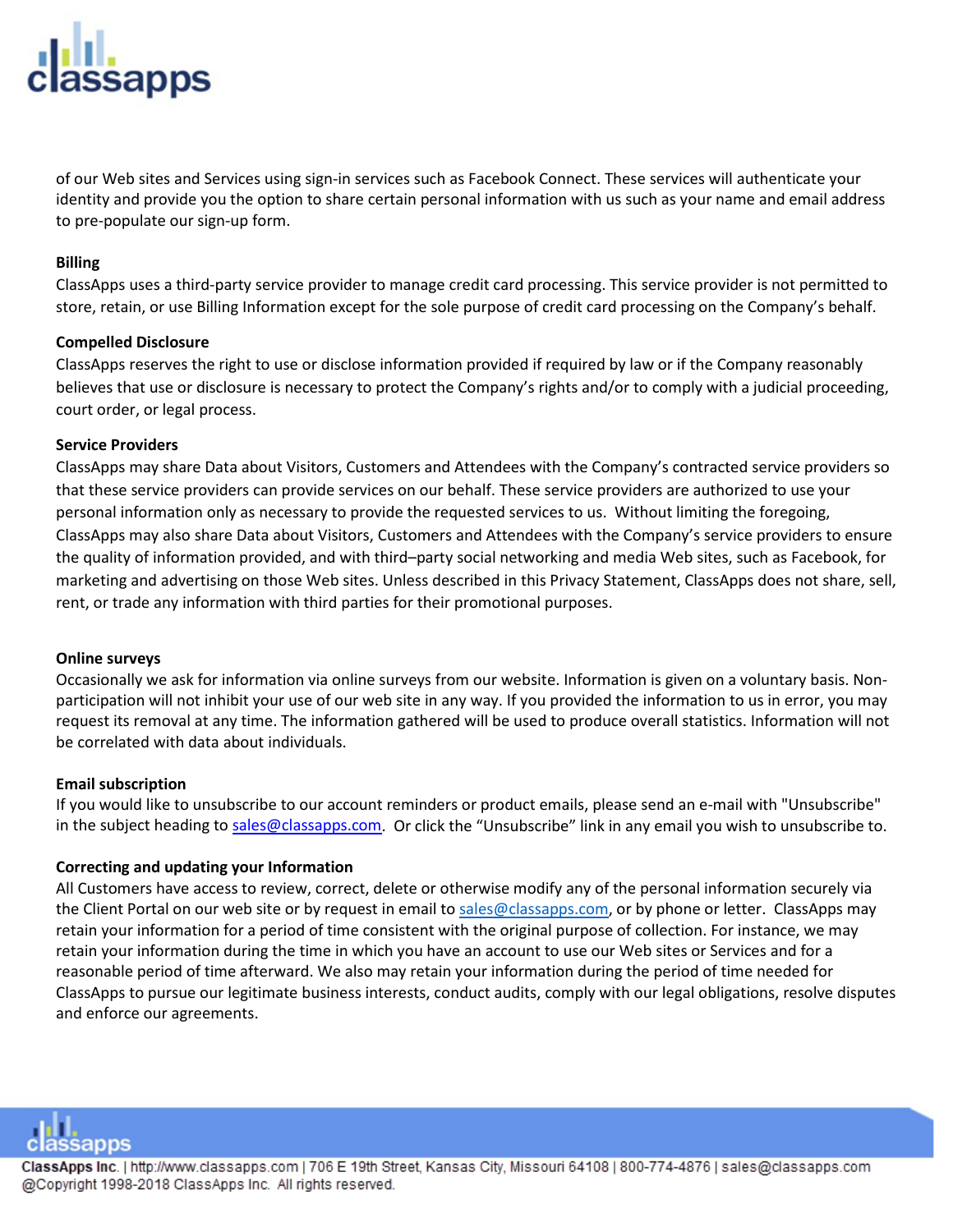of our Web sites and Services using sign-in services such as Facebook Connect. These services will authenticate your identity and provide you the option to share certain personal information with us such as your name and email address to pre-populate our sign-up form.

**Billing**

ClassApps uses a third-party service provider to manage credit card processing. This service provider is not permitted to store, retain, or use Billing Information except for the sole purpose of credit card processing on the Company's behalf.

**Compelled Disclosure**

ClassApps reserves the right to use or disclose information provided if required by law or if the Company reasonably believes that use or disclosure is necessary to protect the Company's rights and/or to comply with a judicial proceeding, court order, or legal process.

**Service Providers**

ClassApps may share Data about Visitors, Customers and Attendees with the Company's contracted service providers so that these service providers can provide services on our behalf. These service providers are authorized to use your personal information only as necessary to provide the requested services to us. Without limiting the foregoing, ClassApps may also share Data about Visitors, Customers and Attendees with the Company's service providers to ensure the quality of information provided, and with third–party social networking and media Web sites, such as Facebook, for marketing and advertising on those Web sites. Unless described in this Privacy Statement, ClassApps does not share, sell, rent, or trade any information with third parties for their promotional purposes.

**Online surveys**

Occasionally we ask for information via online surveys from our website. Information is given on a voluntary basis. Non-participation will not inhibit your use of our web site in any way. If you provided the information to us in error, you may request its removal at any time. The information gathered will be used to produce overall statistics. Information will not be correlated with data about individuals.

**Email subscription**

If you would like to unsubscribe to our account reminders or product emails, please send an e-mail with "Unsubscribe" in the subject heading to sales@classapps.com. Or click the "Unsubscribe" link in any email you wish to unsubscribe to.

**Correcting and updating your Information**

All Customers have access to review, correct, delete or otherwise modify any of the personal information securely via the Client Portal on our web site or by request in email to sales@classapps.com, or by phone or letter. ClassApps may retain your information for a period of time consistent with the original purpose of collection. For instance, we may retain your information during the time in which you have an account to use our Web sites or Services and for a reasonable period of time afterward. We also may retain your information during the period of time needed for ClassApps to pursue our legitimate business interests, conduct audits, comply with our legal obligations, resolve disputes and enforce our agreements.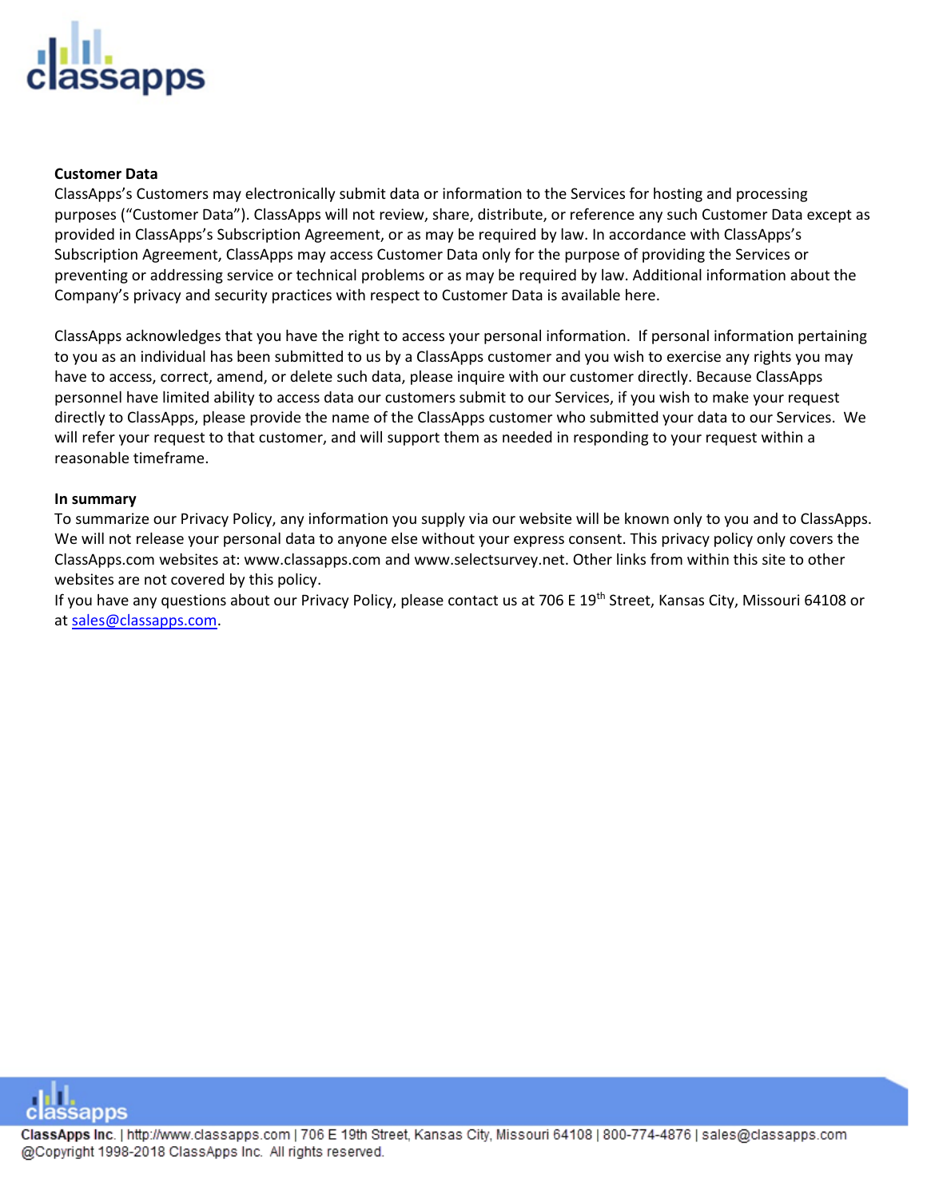**Customer Data**

ClassApps's Customers may electronically submit data or information to the Services for hosting and processing purposes ("Customer Data"). ClassApps will not review, share, distribute, or reference any such Customer Data except as provided in ClassApps's Subscription Agreement, or as may be required by law. In accordance with ClassApps's Subscription Agreement, ClassApps may access Customer Data only for the purpose of providing the Services or preventing or addressing service or technical problems or as may be required by law. Additional information about the Company's privacy and security practices with respect to Customer Data is available here.

ClassApps acknowledges that you have the right to access your personal information. If personal information pertaining to you as an individual has been submitted to us by a ClassApps customer and you wish to exercise any rights you may have to access, correct, amend, or delete such data, please inquire with our customer directly. Because ClassApps personnel have limited ability to access data our customers submit to our Services, if you wish to make your request directly to ClassApps, please provide the name of the ClassApps customer who submitted your data to our Services. We will refer your request to that customer, and will support them as needed in responding to your request within a reasonable timeframe.

**In summary**

To summarize our Privacy Policy, any information you supply via our website will be known only to you and to ClassApps. We will not release your personal data to anyone else without your express consent. This privacy policy only covers the ClassApps.com websites at: www.classapps.com and www.selectsurvey.net. Other links from within this site to other websites are not covered by this policy.

If you have any questions about our Privacy Policy, please contact us at 706 E 19th Street, Kansas City, Missouri 64108 or at sales@classapps.com.